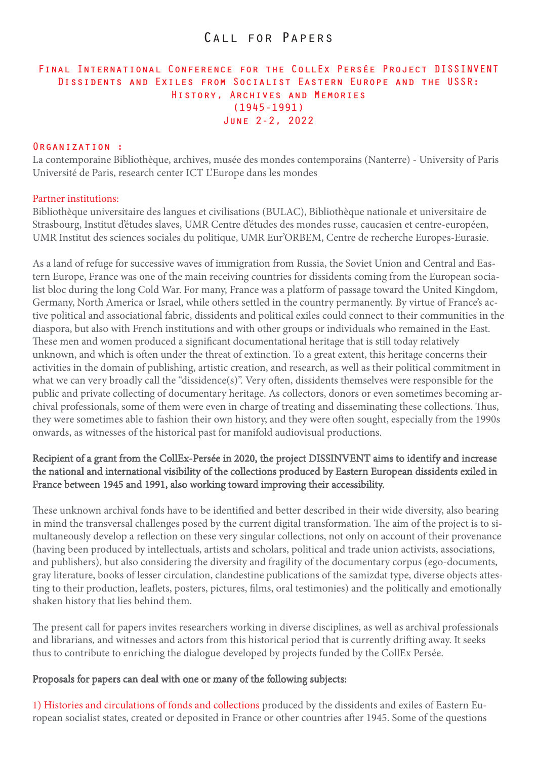# Call for Papers

## Final International Conference for the CollEx Persée Project DISSINVENT
## Dissidents and Exiles from Socialist Eastern Europe and the USSR: History, Archives and Memories (1945-1991)
## June 2-2, 2022

### Organization :

La contemporaine Bibliothèque, archives, musée des mondes contemporains (Nanterre) - University of Paris Université de Paris, research center ICT L'Europe dans les mondes

### Partner institutions:

Bibliothèque universitaire des langues et civilisations (BULAC), Bibliothèque nationale et universitaire de Strasbourg, Institut d'études slaves, UMR Centre d'études des mondes russe, caucasien et centre-européen, UMR Institut des sciences sociales du politique, UMR Eur'ORBEM, Centre de recherche Europes-Eurasie.

As a land of refuge for successive waves of immigration from Russia, the Soviet Union and Central and Eastern Europe, France was one of the main receiving countries for dissidents coming from the European socialist bloc during the long Cold War. For many, France was a platform of passage toward the United Kingdom, Germany, North America or Israel, while others settled in the country permanently. By virtue of France's active political and associational fabric, dissidents and political exiles could connect to their communities in the diaspora, but also with French institutions and with other groups or individuals who remained in the East. These men and women produced a significant documentational heritage that is still today relatively unknown, and which is often under the threat of extinction. To a great extent, this heritage concerns their activities in the domain of publishing, artistic creation, and research, as well as their political commitment in what we can very broadly call the "dissidence(s)". Very often, dissidents themselves were responsible for the public and private collecting of documentary heritage. As collectors, donors or even sometimes becoming archival professionals, some of them were even in charge of treating and disseminating these collections. Thus, they were sometimes able to fashion their own history, and they were often sought, especially from the 1990s onwards, as witnesses of the historical past for manifold audiovisual productions.

**Recipient of a grant from the CollEx-Persée in 2020, the project DISSINVENT aims to identify and increase the national and international visibility of the collections produced by Eastern European dissidents exiled in France between 1945 and 1991, also working toward improving their accessibility.**

These unknown archival fonds have to be identified and better described in their wide diversity, also bearing in mind the transversal challenges posed by the current digital transformation. The aim of the project is to simultaneously develop a reflection on these very singular collections, not only on account of their provenance (having been produced by intellectuals, artists and scholars, political and trade union activists, associations, and publishers), but also considering the diversity and fragility of the documentary corpus (ego-documents, gray literature, books of lesser circulation, clandestine publications of the samizdat type, diverse objects attesting to their production, leaflets, posters, pictures, films, oral testimonies) and the politically and emotionally shaken history that lies behind them.

The present call for papers invites researchers working in diverse disciplines, as well as archival professionals and librarians, and witnesses and actors from this historical period that is currently drifting away. It seeks thus to contribute to enriching the dialogue developed by projects funded by the CollEx Persée.

**Proposals for papers can deal with one or many of the following subjects:**

1) Histories and circulations of fonds and collections produced by the dissidents and exiles of Eastern European socialist states, created or deposited in France or other countries after 1945. Some of the questions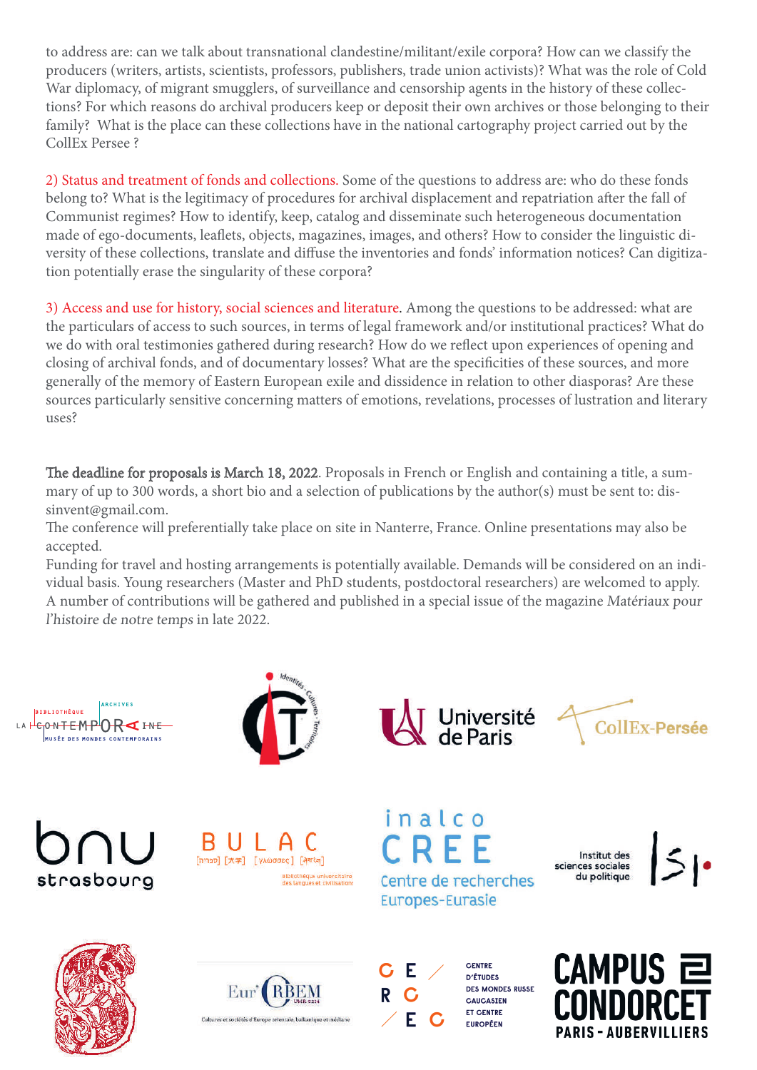to address are: can we talk about transnational clandestine/militant/exile corpora? How can we classify the producers (writers, artists, scientists, professors, publishers, trade union activists)? What was the role of Cold War diplomacy, of migrant smugglers, of surveillance and censorship agents in the history of these collections? For which reasons do archival producers keep or deposit their own archives or those belonging to their family? What is the place can these collections have in the national cartography project carried out by the CollEx Persee ?

2) Status and treatment of fonds and collections. Some of the questions to address are: who do these fonds belong to? What is the legitimacy of procedures for archival displacement and repatriation after the fall of Communist regimes? How to identify, keep, catalog and disseminate such heterogeneous documentation made of ego-documents, leaflets, objects, magazines, images, and others? How to consider the linguistic diversity of these collections, translate and diffuse the inventories and fonds' information notices? Can digitization potentially erase the singularity of these corpora?

3) Access and use for history, social sciences and literature. Among the questions to be addressed: what are the particulars of access to such sources, in terms of legal framework and/or institutional practices? What do we do with oral testimonies gathered during research? How do we reflect upon experiences of opening and closing of archival fonds, and of documentary losses? What are the specificities of these sources, and more generally of the memory of Eastern European exile and dissidence in relation to other diasporas? Are these sources particularly sensitive concerning matters of emotions, revelations, processes of lustration and literary uses?

The deadline for proposals is March 18, 2022. Proposals in French or English and containing a title, a summary of up to 300 words, a short bio and a selection of publications by the author(s) must be sent to: dissinvent@gmail.com.
The conference will preferentially take place on site in Nanterre, France. Online presentations may also be accepted.
Funding for travel and hosting arrangements is potentially available. Demands will be considered on an individual basis. Young researchers (Master and PhD students, postdoctoral researchers) are welcomed to apply.
A number of contributions will be gathered and published in a special issue of the magazine *Matériaux pour l'histoire de notre temps* in late 2022.

La Contemporaine — Bibliothèque, Archives, Musée des mondes contemporains

Identités, Cultures, Territoires

Université de Paris

CollEx-Persée

bnu strasbourg

BULAC — Bibliothèque universitaire des langues et civilisations

inalco CREE — Centre de recherches Europes-Eurasie

Institut des sciences sociales du politique — ISP

Eur'ORBEM UMR 8224 — Cultures et sociétés d'Europe orientale, balkanique et médiane

CERCEC — Centre d'études des mondes russe caucasien et centre européen

CAMPUS CONDORCET PARIS - AUBERVILLIERS